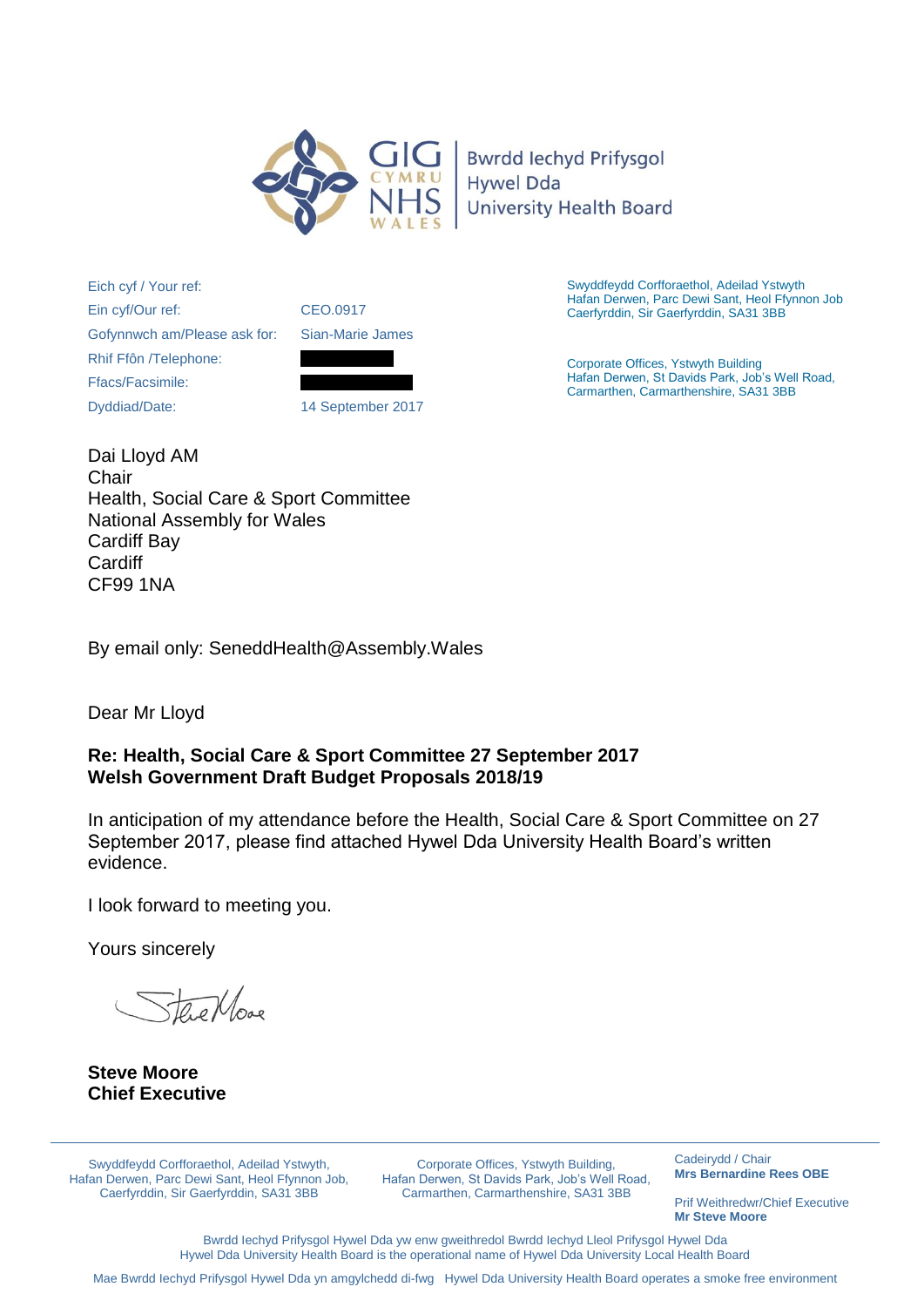GIG CYMRU NHS WALES | Bwrdd Iechyd Prifysgol Hywel Dda University Health Board

| | |
|---|---|
| Eich cyf / Your ref: | |
| Ein cyf/Our ref: | CEO.0917 |
| Gofynnwch am/Please ask for: | Sian-Marie James |
| Rhif Ffôn /Telephone: | |
| Ffacs/Facsimile: | |
| Dyddiad/Date: | 14 September 2017 |

Swyddfeydd Corfforaethol, Adeilad Ystwyth
Hafan Derwen, Parc Dewi Sant, Heol Ffynnon Job
Caerfyrddin, Sir Gaerfyrddin, SA31 3BB

Corporate Offices, Ystwyth Building
Hafan Derwen, St Davids Park, Job's Well Road,
Carmarthen, Carmarthenshire, SA31 3BB

Dai Lloyd AM
Chair
Health, Social Care & Sport Committee
National Assembly for Wales
Cardiff Bay
Cardiff
CF99 1NA

By email only: SeneddHealth@Assembly.Wales

Dear Mr Lloyd

**Re: Health, Social Care & Sport Committee 27 September 2017**
**Welsh Government Draft Budget Proposals 2018/19**

In anticipation of my attendance before the Health, Social Care & Sport Committee on 27 September 2017, please find attached Hywel Dda University Health Board's written evidence.

I look forward to meeting you.

Yours sincerely

**Steve Moore**
**Chief Executive**

Swyddfeydd Corfforaethol, Adeilad Ystwyth, Hafan Derwen, Parc Dewi Sant, Heol Ffynnon Job, Caerfyrddin, Sir Gaerfyrddin, SA31 3BB

Corporate Offices, Ystwyth Building, Hafan Derwen, St Davids Park, Job's Well Road, Carmarthen, Carmarthenshire, SA31 3BB

Cadeirydd / Chair
**Mrs Bernardine Rees OBE**

Prif Weithredwr/Chief Executive
**Mr Steve Moore**

Bwrdd Iechyd Prifysgol Hywel Dda yw enw gweithredol Bwrdd Iechyd Lleol Prifysgol Hywel Dda
Hywel Dda University Health Board is the operational name of Hywel Dda University Local Health Board

Mae Bwrdd Iechyd Prifysgol Hywel Dda yn amgylchedd di-fwg Hywel Dda University Health Board operates a smoke free environment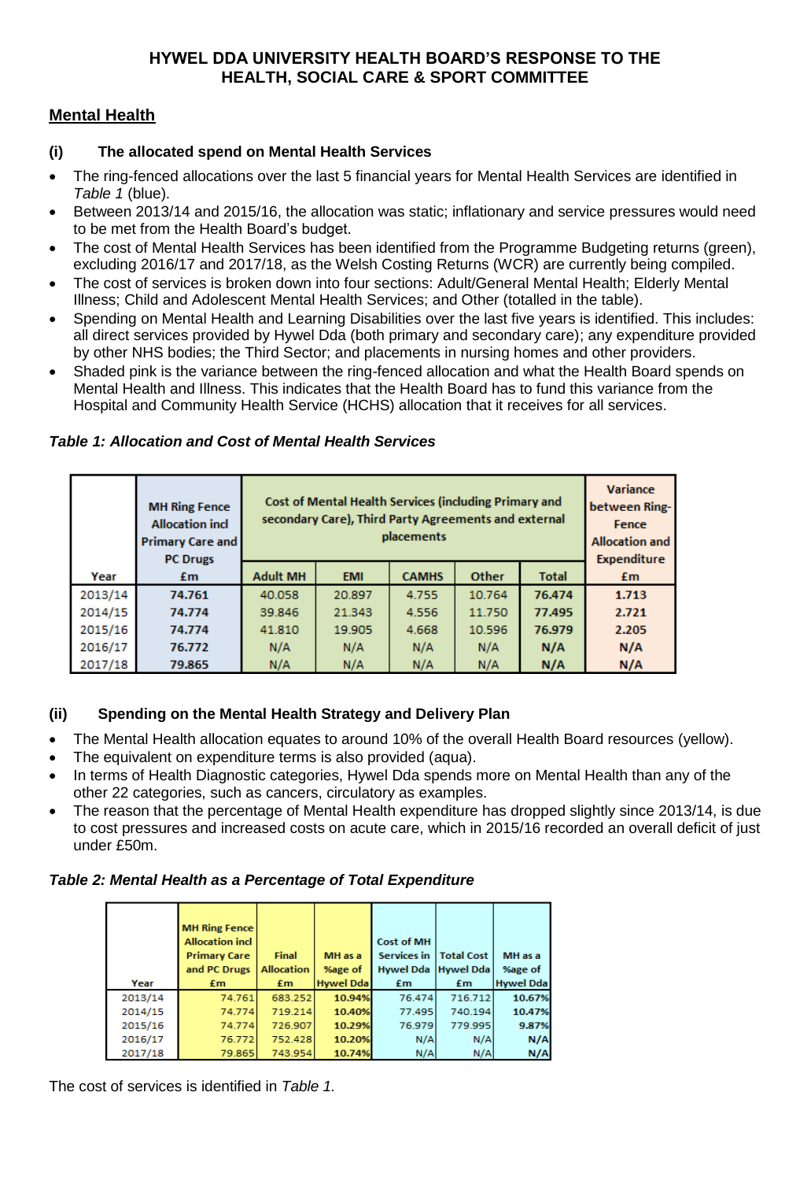**HYWEL DDA UNIVERSITY HEALTH BOARD'S RESPONSE TO THE HEALTH, SOCIAL CARE & SPORT COMMITTEE**

## Mental Health

### (i) The allocated spend on Mental Health Services

- The ring-fenced allocations over the last 5 financial years for Mental Health Services are identified in *Table 1* (blue).
- Between 2013/14 and 2015/16, the allocation was static; inflationary and service pressures would need to be met from the Health Board's budget.
- The cost of Mental Health Services has been identified from the Programme Budgeting returns (green), excluding 2016/17 and 2017/18, as the Welsh Costing Returns (WCR) are currently being compiled.
- The cost of services is broken down into four sections: Adult/General Mental Health; Elderly Mental Illness; Child and Adolescent Mental Health Services; and Other (totalled in the table).
- Spending on Mental Health and Learning Disabilities over the last five years is identified. This includes: all direct services provided by Hywel Dda (both primary and secondary care); any expenditure provided by other NHS bodies; the Third Sector; and placements in nursing homes and other providers.
- Shaded pink is the variance between the ring-fenced allocation and what the Health Board spends on Mental Health and Illness. This indicates that the Health Board has to fund this variance from the Hospital and Community Health Service (HCHS) allocation that it receives for all services.

***Table 1: Allocation and Cost of Mental Health Services***

| | MH Ring Fence Allocation incl Primary Care and PC Drugs | Cost of Mental Health Services (including Primary and secondary Care), Third Party Agreements and external placements | | | | | Variance between Ring-Fence Allocation and Expenditure |
|---|---|---|---|---|---|---|---|
| Year | £m | Adult MH | EMI | CAMHS | Other | Total | £m |
| 2013/14 | 74.761 | 40.058 | 20.897 | 4.755 | 10.764 | 76.474 | 1.713 |
| 2014/15 | 74.774 | 39.846 | 21.343 | 4.556 | 11.750 | 77.495 | 2.721 |
| 2015/16 | 74.774 | 41.810 | 19.905 | 4.668 | 10.596 | 76.979 | 2.205 |
| 2016/17 | 76.772 | N/A | N/A | N/A | N/A | N/A | N/A |
| 2017/18 | 79.865 | N/A | N/A | N/A | N/A | N/A | N/A |

### (ii) Spending on the Mental Health Strategy and Delivery Plan

- The Mental Health allocation equates to around 10% of the overall Health Board resources (yellow).
- The equivalent on expenditure terms is also provided (aqua).
- In terms of Health Diagnostic categories, Hywel Dda spends more on Mental Health than any of the other 22 categories, such as cancers, circulatory as examples.
- The reason that the percentage of Mental Health expenditure has dropped slightly since 2013/14, is due to cost pressures and increased costs on acute care, which in 2015/16 recorded an overall deficit of just under £50m.

***Table 2: Mental Health as a Percentage of Total Expenditure***

| Year | MH Ring Fence Allocation incl Primary Care and PC Drugs £m | Final Allocation £m | MH as a %age of Hywel Dda | Cost of MH Services in Hywel Dda £m | Total Cost Hywel Dda £m | MH as a %age of Hywel Dda |
|---|---|---|---|---|---|---|
| 2013/14 | 74.761 | 683.252 | 10.94% | 76.474 | 716.712 | 10.67% |
| 2014/15 | 74.774 | 719.214 | 10.40% | 77.495 | 740.194 | 10.47% |
| 2015/16 | 74.774 | 726.907 | 10.29% | 76.979 | 779.995 | 9.87% |
| 2016/17 | 76.772 | 752.428 | 10.20% | N/A | N/A | N/A |
| 2017/18 | 79.865 | 743.954 | 10.74% | N/A | N/A | N/A |

The cost of services is identified in *Table 1.*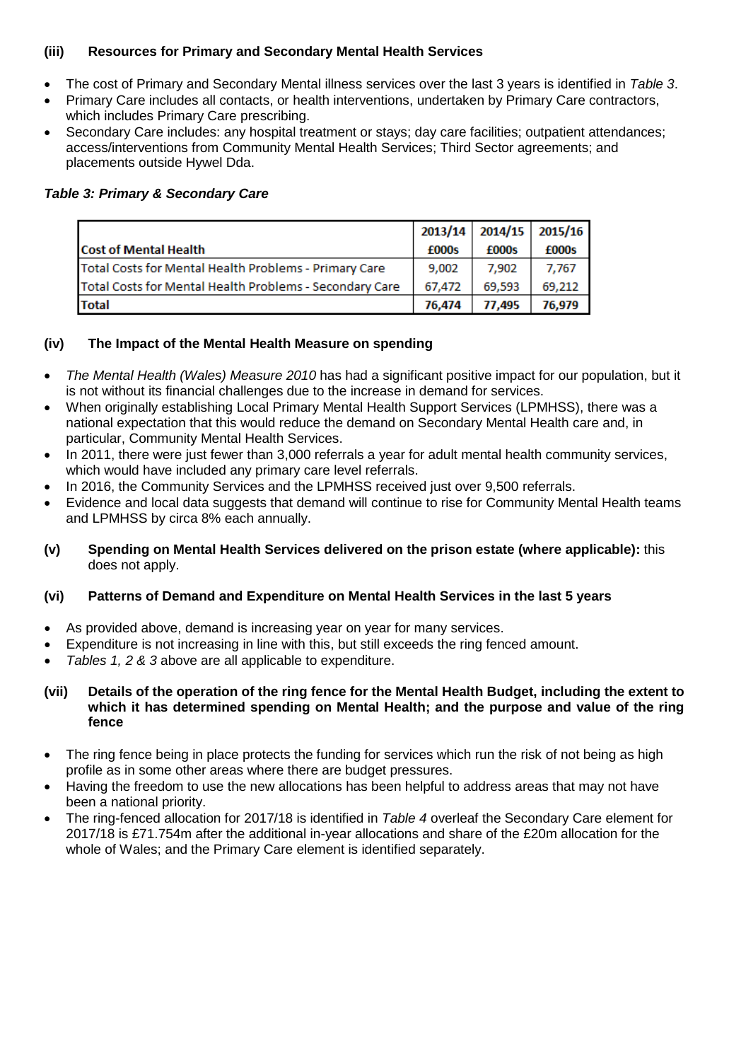### (iii) Resources for Primary and Secondary Mental Health Services

- The cost of Primary and Secondary Mental illness services over the last 3 years is identified in *Table 3*.
- Primary Care includes all contacts, or health interventions, undertaken by Primary Care contractors, which includes Primary Care prescribing.
- Secondary Care includes: any hospital treatment or stays; day care facilities; outpatient attendances; access/interventions from Community Mental Health Services; Third Sector agreements; and placements outside Hywel Dda.

***Table 3: Primary & Secondary Care***

| Cost of Mental Health | 2013/14 £000s | 2014/15 £000s | 2015/16 £000s |
|---|---|---|---|
| Total Costs for Mental Health Problems - Primary Care | 9,002 | 7,902 | 7,767 |
| Total Costs for Mental Health Problems - Secondary Care | 67,472 | 69,593 | 69,212 |
| **Total** | **76,474** | **77,495** | **76,979** |

### (iv) The Impact of the Mental Health Measure on spending

- *The Mental Health (Wales) Measure 2010* has had a significant positive impact for our population, but it is not without its financial challenges due to the increase in demand for services.
- When originally establishing Local Primary Mental Health Support Services (LPMHSS), there was a national expectation that this would reduce the demand on Secondary Mental Health care and, in particular, Community Mental Health Services.
- In 2011, there were just fewer than 3,000 referrals a year for adult mental health community services, which would have included any primary care level referrals.
- In 2016, the Community Services and the LPMHSS received just over 9,500 referrals.
- Evidence and local data suggests that demand will continue to rise for Community Mental Health teams and LPMHSS by circa 8% each annually.

**(v) Spending on Mental Health Services delivered on the prison estate (where applicable):** this does not apply.

### (vi) Patterns of Demand and Expenditure on Mental Health Services in the last 5 years

- As provided above, demand is increasing year on year for many services.
- Expenditure is not increasing in line with this, but still exceeds the ring fenced amount.
- *Tables 1, 2 & 3* above are all applicable to expenditure.

### (vii) Details of the operation of the ring fence for the Mental Health Budget, including the extent to which it has determined spending on Mental Health; and the purpose and value of the ring fence

- The ring fence being in place protects the funding for services which run the risk of not being as high profile as in some other areas where there are budget pressures.
- Having the freedom to use the new allocations has been helpful to address areas that may not have been a national priority.
- The ring-fenced allocation for 2017/18 is identified in *Table 4* overleaf the Secondary Care element for 2017/18 is £71.754m after the additional in-year allocations and share of the £20m allocation for the whole of Wales; and the Primary Care element is identified separately.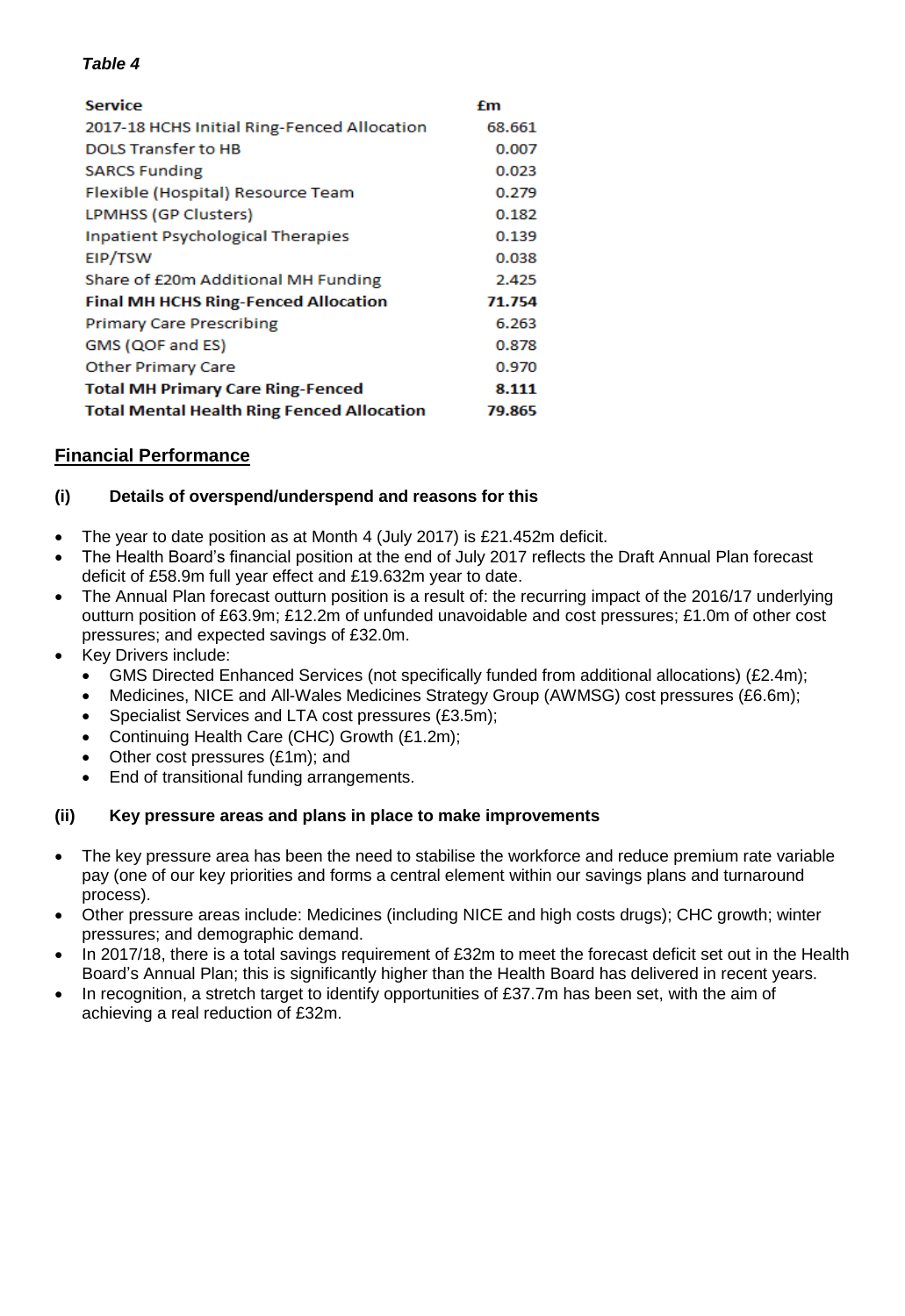*Table 4*

| Service | £m |
| --- | --- |
| 2017-18 HCHS Initial Ring-Fenced Allocation | 68.661 |
| DOLS Transfer to HB | 0.007 |
| SARCS Funding | 0.023 |
| Flexible (Hospital) Resource Team | 0.279 |
| LPMHSS (GP Clusters) | 0.182 |
| Inpatient Psychological Therapies | 0.139 |
| EIP/TSW | 0.038 |
| Share of £20m Additional MH Funding | 2.425 |
| **Final MH HCHS Ring-Fenced Allocation** | **71.754** |
| Primary Care Prescribing | 6.263 |
| GMS (QOF and ES) | 0.878 |
| Other Primary Care | 0.970 |
| **Total MH Primary Care Ring-Fenced** | **8.111** |
| **Total Mental Health Ring Fenced Allocation** | **79.865** |

## Financial Performance

### (i) Details of overspend/underspend and reasons for this

- The year to date position as at Month 4 (July 2017) is £21.452m deficit.
- The Health Board's financial position at the end of July 2017 reflects the Draft Annual Plan forecast deficit of £58.9m full year effect and £19.632m year to date.
- The Annual Plan forecast outturn position is a result of: the recurring impact of the 2016/17 underlying outturn position of £63.9m; £12.2m of unfunded unavoidable and cost pressures; £1.0m of other cost pressures; and expected savings of £32.0m.
- Key Drivers include:
  - GMS Directed Enhanced Services (not specifically funded from additional allocations) (£2.4m);
  - Medicines, NICE and All-Wales Medicines Strategy Group (AWMSG) cost pressures (£6.6m);
  - Specialist Services and LTA cost pressures (£3.5m);
  - Continuing Health Care (CHC) Growth (£1.2m);
  - Other cost pressures (£1m); and
  - End of transitional funding arrangements.

### (ii) Key pressure areas and plans in place to make improvements

- The key pressure area has been the need to stabilise the workforce and reduce premium rate variable pay (one of our key priorities and forms a central element within our savings plans and turnaround process).
- Other pressure areas include: Medicines (including NICE and high costs drugs); CHC growth; winter pressures; and demographic demand.
- In 2017/18, there is a total savings requirement of £32m to meet the forecast deficit set out in the Health Board's Annual Plan; this is significantly higher than the Health Board has delivered in recent years.
- In recognition, a stretch target to identify opportunities of £37.7m has been set, with the aim of achieving a real reduction of £32m.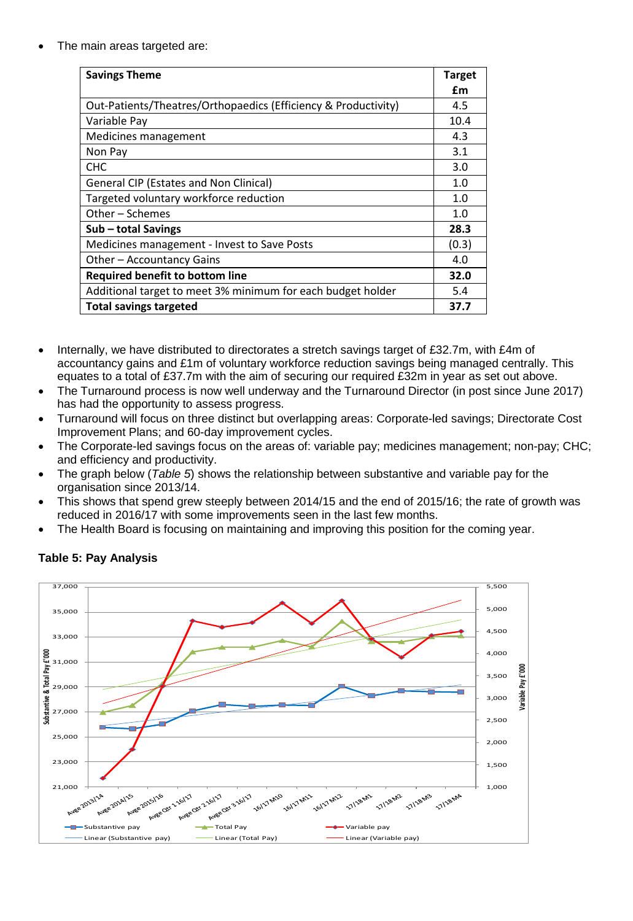- The main areas targeted are:

| Savings Theme | Target £m |
|---|---|
| Out-Patients/Theatres/Orthopaedics (Efficiency & Productivity) | 4.5 |
| Variable Pay | 10.4 |
| Medicines management | 4.3 |
| Non Pay | 3.1 |
| CHC | 3.0 |
| General CIP (Estates and Non Clinical) | 1.0 |
| Targeted voluntary workforce reduction | 1.0 |
| Other – Schemes | 1.0 |
| **Sub – total Savings** | **28.3** |
| Medicines management - Invest to Save Posts | (0.3) |
| Other – Accountancy Gains | 4.0 |
| **Required benefit to bottom line** | **32.0** |
| Additional target to meet 3% minimum for each budget holder | 5.4 |
| **Total savings targeted** | **37.7** |

- Internally, we have distributed to directorates a stretch savings target of £32.7m, with £4m of accountancy gains and £1m of voluntary workforce reduction savings being managed centrally. This equates to a total of £37.7m with the aim of securing our required £32m in year as set out above.
- The Turnaround process is now well underway and the Turnaround Director (in post since June 2017) has had the opportunity to assess progress.
- Turnaround will focus on three distinct but overlapping areas: Corporate-led savings; Directorate Cost Improvement Plans; and 60-day improvement cycles.
- The Corporate-led savings focus on the areas of: variable pay; medicines management; non-pay; CHC; and efficiency and productivity.
- The graph below (*Table 5*) shows the relationship between substantive and variable pay for the organisation since 2013/14.
- This shows that spend grew steeply between 2014/15 and the end of 2015/16; the rate of growth was reduced in 2016/17 with some improvements seen in the last few months.
- The Health Board is focusing on maintaining and improving this position for the coming year.

**Table 5: Pay Analysis**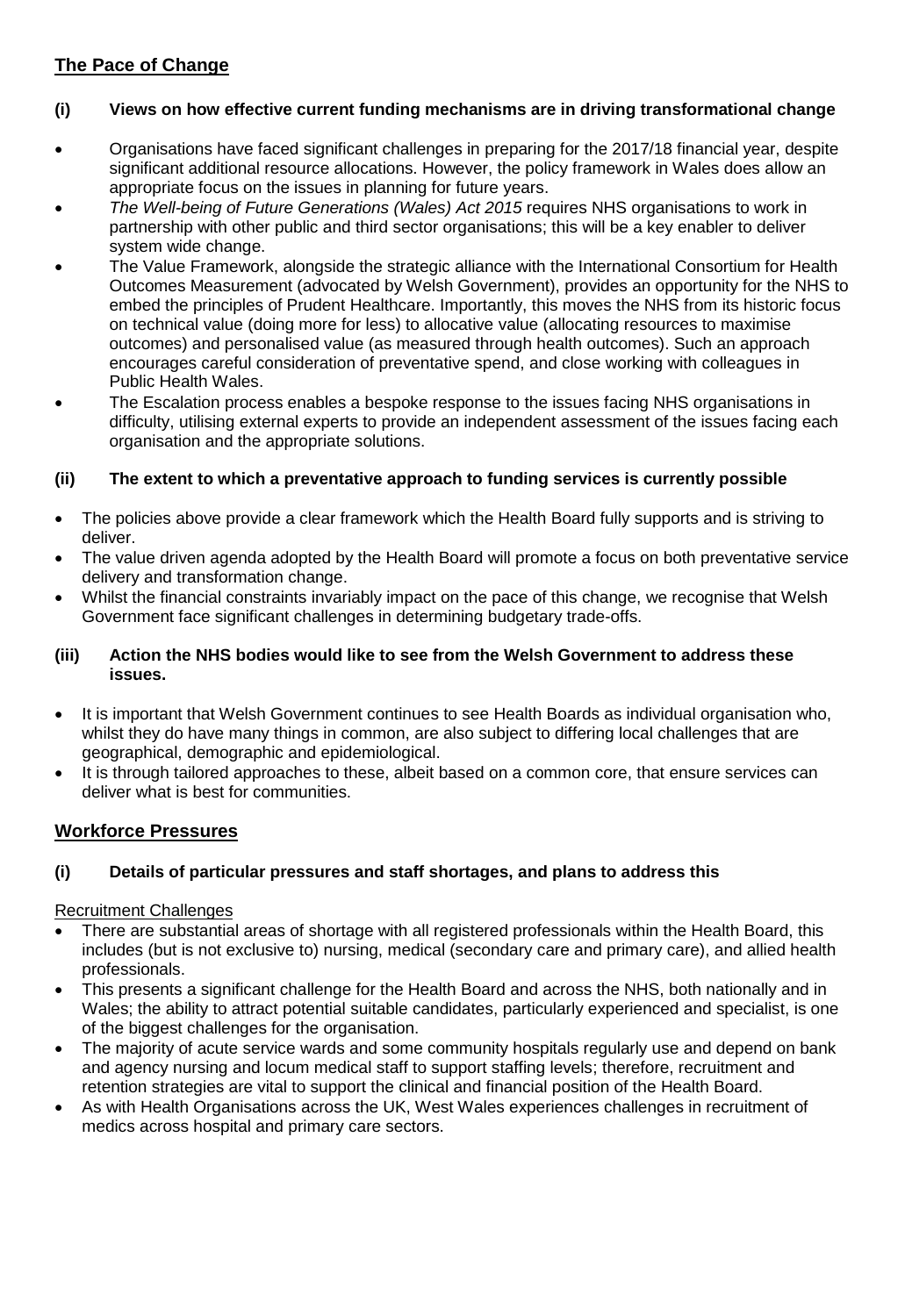## The Pace of Change

### (i) Views on how effective current funding mechanisms are in driving transformational change

- Organisations have faced significant challenges in preparing for the 2017/18 financial year, despite significant additional resource allocations. However, the policy framework in Wales does allow an appropriate focus on the issues in planning for future years.
- *The Well-being of Future Generations (Wales) Act 2015* requires NHS organisations to work in partnership with other public and third sector organisations; this will be a key enabler to deliver system wide change.
- The Value Framework, alongside the strategic alliance with the International Consortium for Health Outcomes Measurement (advocated by Welsh Government), provides an opportunity for the NHS to embed the principles of Prudent Healthcare. Importantly, this moves the NHS from its historic focus on technical value (doing more for less) to allocative value (allocating resources to maximise outcomes) and personalised value (as measured through health outcomes). Such an approach encourages careful consideration of preventative spend, and close working with colleagues in Public Health Wales.
- The Escalation process enables a bespoke response to the issues facing NHS organisations in difficulty, utilising external experts to provide an independent assessment of the issues facing each organisation and the appropriate solutions.

### (ii) The extent to which a preventative approach to funding services is currently possible

- The policies above provide a clear framework which the Health Board fully supports and is striving to deliver.
- The value driven agenda adopted by the Health Board will promote a focus on both preventative service delivery and transformation change.
- Whilst the financial constraints invariably impact on the pace of this change, we recognise that Welsh Government face significant challenges in determining budgetary trade-offs.

### (iii) Action the NHS bodies would like to see from the Welsh Government to address these issues.

- It is important that Welsh Government continues to see Health Boards as individual organisation who, whilst they do have many things in common, are also subject to differing local challenges that are geographical, demographic and epidemiological.
- It is through tailored approaches to these, albeit based on a common core, that ensure services can deliver what is best for communities.

## Workforce Pressures

### (i) Details of particular pressures and staff shortages, and plans to address this

Recruitment Challenges

- There are substantial areas of shortage with all registered professionals within the Health Board, this includes (but is not exclusive to) nursing, medical (secondary care and primary care), and allied health professionals.
- This presents a significant challenge for the Health Board and across the NHS, both nationally and in Wales; the ability to attract potential suitable candidates, particularly experienced and specialist, is one of the biggest challenges for the organisation.
- The majority of acute service wards and some community hospitals regularly use and depend on bank and agency nursing and locum medical staff to support staffing levels; therefore, recruitment and retention strategies are vital to support the clinical and financial position of the Health Board.
- As with Health Organisations across the UK, West Wales experiences challenges in recruitment of medics across hospital and primary care sectors.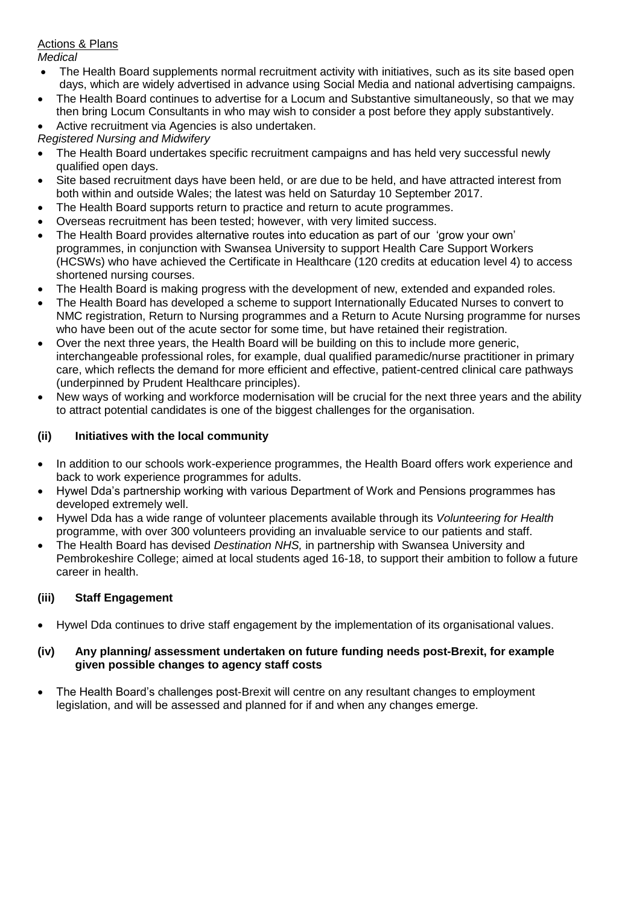Actions & Plans

*Medical*

- The Health Board supplements normal recruitment activity with initiatives, such as its site based open days, which are widely advertised in advance using Social Media and national advertising campaigns.
- The Health Board continues to advertise for a Locum and Substantive simultaneously, so that we may then bring Locum Consultants in who may wish to consider a post before they apply substantively.
- Active recruitment via Agencies is also undertaken.

*Registered Nursing and Midwifery*

- The Health Board undertakes specific recruitment campaigns and has held very successful newly qualified open days.
- Site based recruitment days have been held, or are due to be held, and have attracted interest from both within and outside Wales; the latest was held on Saturday 10 September 2017.
- The Health Board supports return to practice and return to acute programmes.
- Overseas recruitment has been tested; however, with very limited success.
- The Health Board provides alternative routes into education as part of our 'grow your own' programmes, in conjunction with Swansea University to support Health Care Support Workers (HCSWs) who have achieved the Certificate in Healthcare (120 credits at education level 4) to access shortened nursing courses.
- The Health Board is making progress with the development of new, extended and expanded roles.
- The Health Board has developed a scheme to support Internationally Educated Nurses to convert to NMC registration, Return to Nursing programmes and a Return to Acute Nursing programme for nurses who have been out of the acute sector for some time, but have retained their registration.
- Over the next three years, the Health Board will be building on this to include more generic, interchangeable professional roles, for example, dual qualified paramedic/nurse practitioner in primary care, which reflects the demand for more efficient and effective, patient-centred clinical care pathways (underpinned by Prudent Healthcare principles).
- New ways of working and workforce modernisation will be crucial for the next three years and the ability to attract potential candidates is one of the biggest challenges for the organisation.

## (ii) Initiatives with the local community

- In addition to our schools work-experience programmes, the Health Board offers work experience and back to work experience programmes for adults.
- Hywel Dda's partnership working with various Department of Work and Pensions programmes has developed extremely well.
- Hywel Dda has a wide range of volunteer placements available through its *Volunteering for Health* programme, with over 300 volunteers providing an invaluable service to our patients and staff.
- The Health Board has devised *Destination NHS,* in partnership with Swansea University and Pembrokeshire College; aimed at local students aged 16-18, to support their ambition to follow a future career in health.

## (iii) Staff Engagement

- Hywel Dda continues to drive staff engagement by the implementation of its organisational values.

## (iv) Any planning/ assessment undertaken on future funding needs post-Brexit, for example given possible changes to agency staff costs

- The Health Board's challenges post-Brexit will centre on any resultant changes to employment legislation, and will be assessed and planned for if and when any changes emerge.